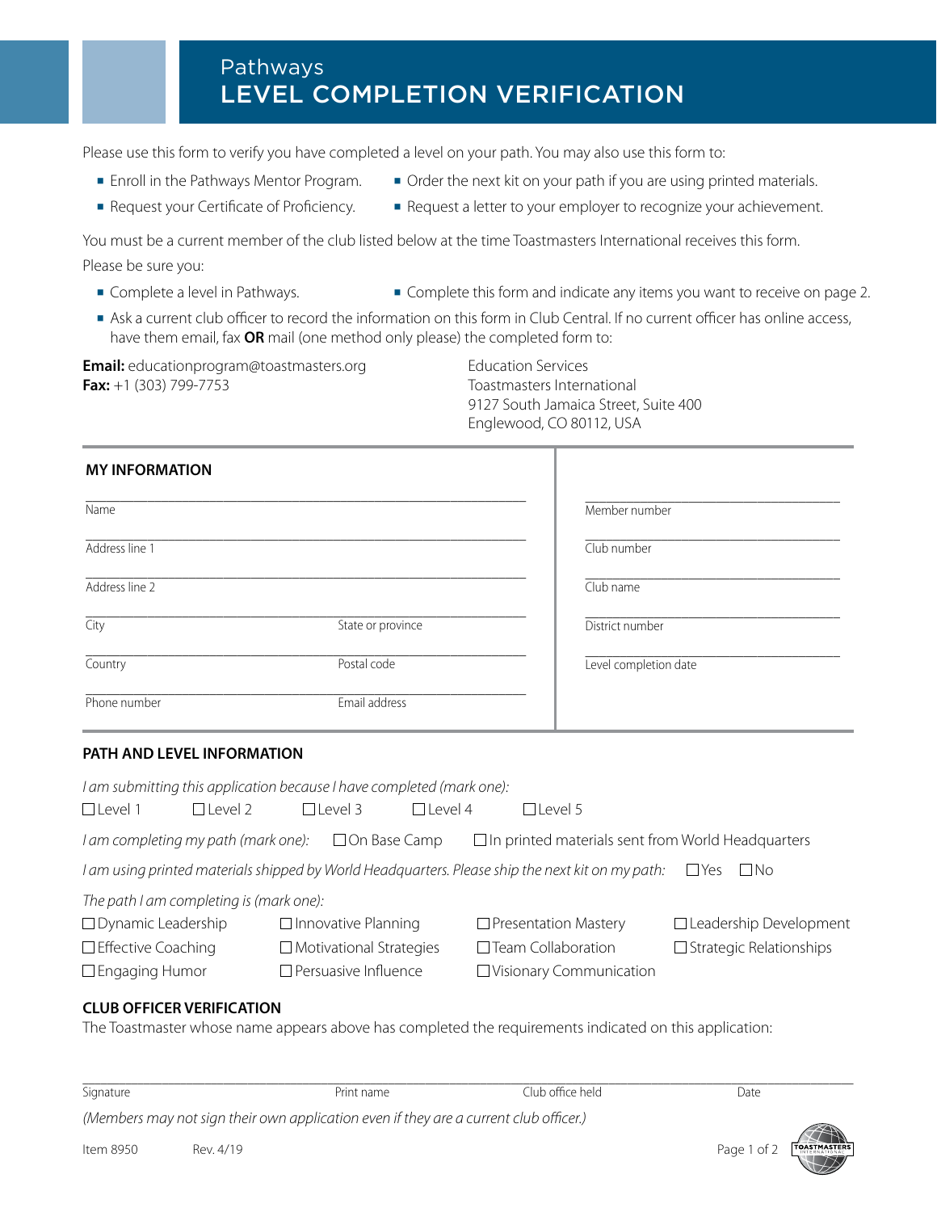# Pathways
# LEVEL COMPLETION VERIFICATION

Please use this form to verify you have completed a level on your path. You may also use this form to:

- Enroll in the Pathways Mentor Program.
- Order the next kit on your path if you are using printed materials.
- Request your Certificate of Proficiency.
- Request a letter to your employer to recognize your achievement.

You must be a current member of the club listed below at the time Toastmasters International receives this form.

Please be sure you:

- Complete a level in Pathways.
- Complete this form and indicate any items you want to receive on page 2.
- Ask a current club officer to record the information on this form in Club Central. If no current officer has online access, have them email, fax **OR** mail (one method only please) the completed form to:

**Email:** educationprogram@toastmasters.org
**Fax:** +1 (303) 799-7753

Education Services
Toastmasters International
9127 South Jamaica Street, Suite 400
Englewood, CO 80112, USA

## MY INFORMATION

Name ______________________

Address line 1 ______________________

Address line 2 ______________________

City ______________ State or province ______________

Country ______________ Postal code ______________

Phone number ______________ Email address ______________

Member number ______________

Club number ______________

Club name ______________

District number ______________

Level completion date ______________

## PATH AND LEVEL INFORMATION

*I am submitting this application because I have completed (mark one):*

☐ Level 1 ☐ Level 2 ☐ Level 3 ☐ Level 4 ☐ Level 5

*I am completing my path (mark one):* ☐ On Base Camp ☐ In printed materials sent from World Headquarters

*I am using printed materials shipped by World Headquarters. Please ship the next kit on my path:* ☐ Yes ☐ No

*The path I am completing is (mark one):*

☐ Dynamic Leadership ☐ Innovative Planning ☐ Presentation Mastery ☐ Leadership Development
☐ Effective Coaching ☐ Motivational Strategies ☐ Team Collaboration ☐ Strategic Relationships
☐ Engaging Humor ☐ Persuasive Influence ☐ Visionary Communication

## CLUB OFFICER VERIFICATION

The Toastmaster whose name appears above has completed the requirements indicated on this application:

Signature ______________ Print name ______________ Club office held ______________ Date ______________

*(Members may not sign their own application even if they are a current club officer.)*

Item 8950 Rev. 4/19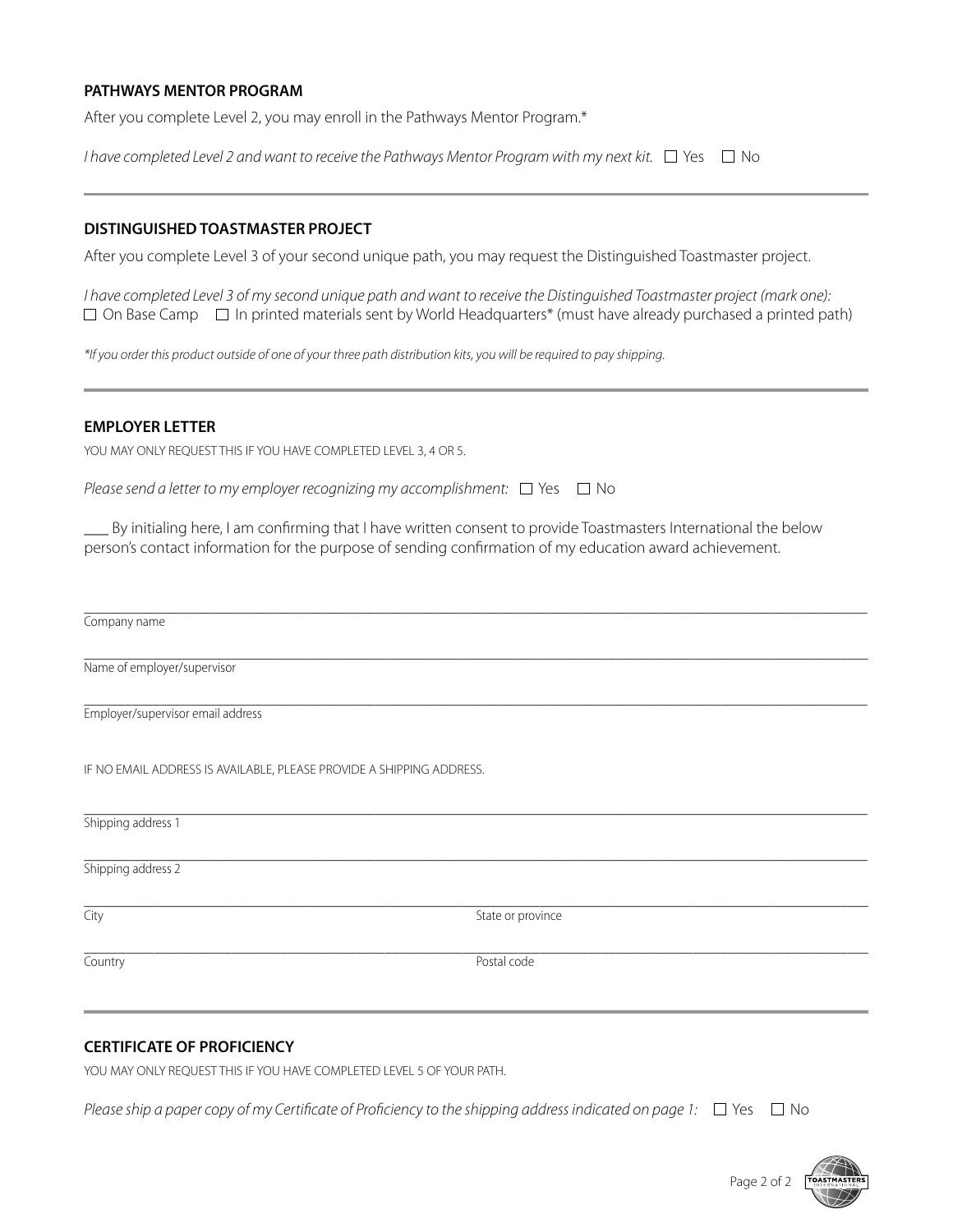## PATHWAYS MENTOR PROGRAM

After you complete Level 2, you may enroll in the Pathways Mentor Program.*

*I have completed Level 2 and want to receive the Pathways Mentor Program with my next kit.* ☐ Yes ☐ No

---

## DISTINGUISHED TOASTMASTER PROJECT

After you complete Level 3 of your second unique path, you may request the Distinguished Toastmaster project.

*I have completed Level 3 of my second unique path and want to receive the Distinguished Toastmaster project (mark one):*
☐ On Base Camp ☐ In printed materials sent by World Headquarters* (must have already purchased a printed path)

*If you order this product outside of one of your three path distribution kits, you will be required to pay shipping.*

---

## EMPLOYER LETTER

YOU MAY ONLY REQUEST THIS IF YOU HAVE COMPLETED LEVEL 3, 4 OR 5.

*Please send a letter to my employer recognizing my accomplishment:* ☐ Yes ☐ No

\_\_\_\_ By initialing here, I am confirming that I have written consent to provide Toastmasters International the below person's contact information for the purpose of sending confirmation of my education award achievement.

\_\_\_\_\_\_\_\_\_\_\_\_\_\_\_\_\_\_\_\_\_\_\_\_\_\_\_\_\_\_\_\_\_\_\_\_\_\_\_\_
Company name

\_\_\_\_\_\_\_\_\_\_\_\_\_\_\_\_\_\_\_\_\_\_\_\_\_\_\_\_\_\_\_\_\_\_\_\_\_\_\_\_
Name of employer/supervisor

\_\_\_\_\_\_\_\_\_\_\_\_\_\_\_\_\_\_\_\_\_\_\_\_\_\_\_\_\_\_\_\_\_\_\_\_\_\_\_\_
Employer/supervisor email address

IF NO EMAIL ADDRESS IS AVAILABLE, PLEASE PROVIDE A SHIPPING ADDRESS.

\_\_\_\_\_\_\_\_\_\_\_\_\_\_\_\_\_\_\_\_\_\_\_\_\_\_\_\_\_\_\_\_\_\_\_\_\_\_\_\_
Shipping address 1

\_\_\_\_\_\_\_\_\_\_\_\_\_\_\_\_\_\_\_\_\_\_\_\_\_\_\_\_\_\_\_\_\_\_\_\_\_\_\_\_
Shipping address 2

\_\_\_\_\_\_\_\_\_\_\_\_\_\_\_\_\_\_\_\_ \_\_\_\_\_\_\_\_\_\_\_\_\_\_\_\_\_\_\_\_
City State or province

\_\_\_\_\_\_\_\_\_\_\_\_\_\_\_\_\_\_\_\_ \_\_\_\_\_\_\_\_\_\_\_\_\_\_\_\_\_\_\_\_
Country Postal code

---

## CERTIFICATE OF PROFICIENCY

YOU MAY ONLY REQUEST THIS IF YOU HAVE COMPLETED LEVEL 5 OF YOUR PATH.

*Please ship a paper copy of my Certificate of Proficiency to the shipping address indicated on page 1:* ☐ Yes ☐ No